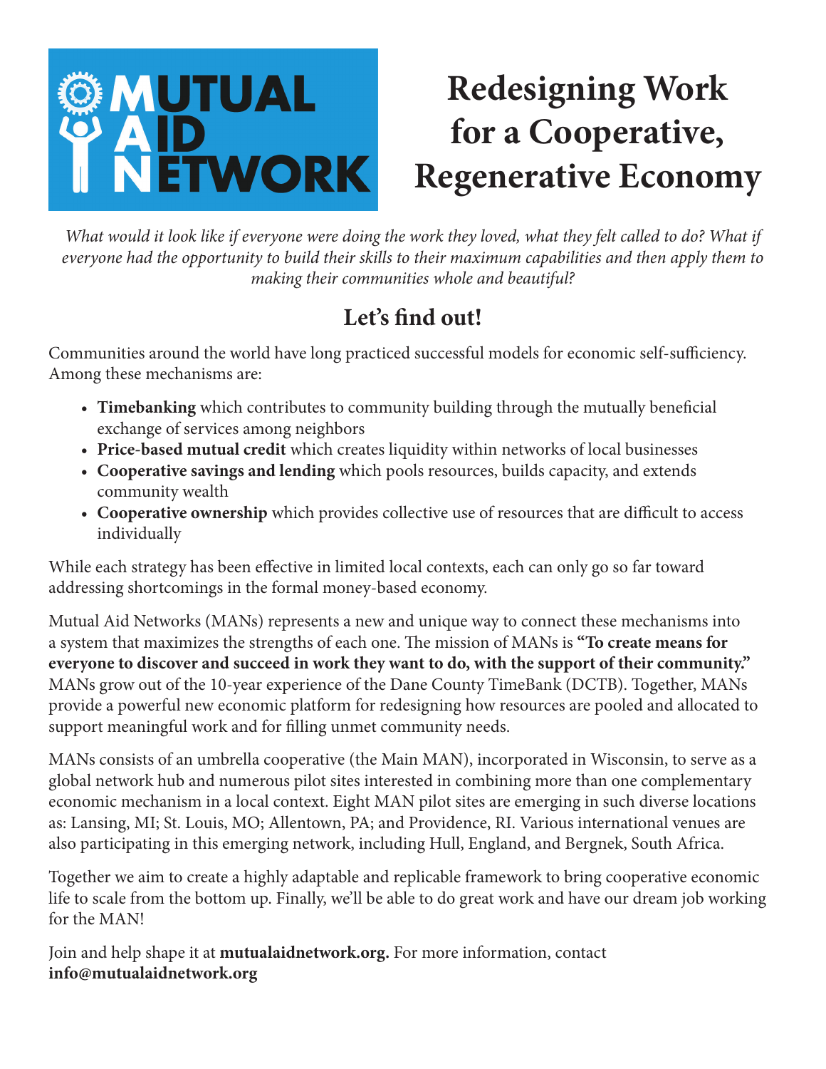MUTUAL AID NETWORK

# Redesigning Work for a Cooperative, Regenerative Economy

*What would it look like if everyone were doing the work they loved, what they felt called to do? What if everyone had the opportunity to build their skills to their maximum capabilities and then apply them to making their communities whole and beautiful?*

## Let's find out!

Communities around the world have long practiced successful models for economic self-sufficiency. Among these mechanisms are:

- **Timebanking** which contributes to community building through the mutually beneficial exchange of services among neighbors
- **Price-based mutual credit** which creates liquidity within networks of local businesses
- **Cooperative savings and lending** which pools resources, builds capacity, and extends community wealth
- **Cooperative ownership** which provides collective use of resources that are difficult to access individually

While each strategy has been effective in limited local contexts, each can only go so far toward addressing shortcomings in the formal money-based economy.

Mutual Aid Networks (MANs) represents a new and unique way to connect these mechanisms into a system that maximizes the strengths of each one. The mission of MANs is **"To create means for everyone to discover and succeed in work they want to do, with the support of their community."** MANs grow out of the 10-year experience of the Dane County TimeBank (DCTB). Together, MANs provide a powerful new economic platform for redesigning how resources are pooled and allocated to support meaningful work and for filling unmet community needs.

MANs consists of an umbrella cooperative (the Main MAN), incorporated in Wisconsin, to serve as a global network hub and numerous pilot sites interested in combining more than one complementary economic mechanism in a local context. Eight MAN pilot sites are emerging in such diverse locations as: Lansing, MI; St. Louis, MO; Allentown, PA; and Providence, RI. Various international venues are also participating in this emerging network, including Hull, England, and Bergnek, South Africa.

Together we aim to create a highly adaptable and replicable framework to bring cooperative economic life to scale from the bottom up. Finally, we'll be able to do great work and have our dream job working for the MAN!

Join and help shape it at **mutualaidnetwork.org.** For more information, contact **info@mutualaidnetwork.org**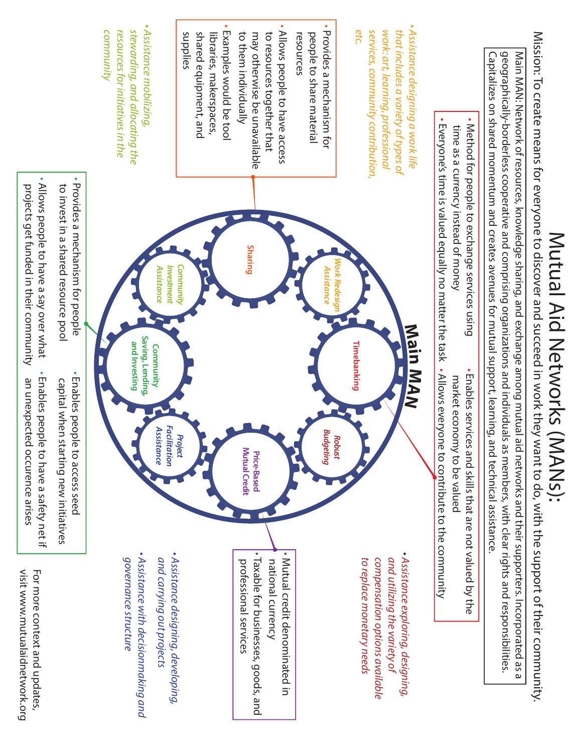# Mutual Aid Networks (MANs):

Mission: To create means for everyone to discover and succeed in work they want to do, with the support of their community.

Main MAN: Network of resources, knowledge sharing, and exchange among mutual aid networks and their supporters. Incorporated as a geographically-borderless cooperative and comprising organizations and individuals as members, with clear rights and responsibilities. Capitalizes on shared momentum and creates avenues for mutual support, learning, and technical assistance.

## Timebanking

- Method for people to exchange services using time as a currency instead of money
- Everyone's time is valued equally no matter the task
- Enables services and skills that are not valued by the market economy to be valued
- Allows everyone to contribute to the community

## Work Redesign Assistance

- *Assistance designing a work life that includes a variety of types of work: art, learning, professional services, community contribution, etc.*

## Sharing

- Provides a mechanism for people to share material resources
- Allows people to have access to resources together that may otherwise be unavailable to them individually
- Examples would be tool libraries, makerspaces, shared equipment, and supplies

## Community Investment Assistance

- *Assistance mobilizing, stewarding, and allocating the resources for initiatives in the community*

## Community Saving, Lending, and Investing

- Provides a mechanism for people to invest in a shared resource pool
- Allows people to have a say over what projects get funded in their community
- Enables people to access seed capital when starting new initiatives
- Enables people to have a safety net if an unexpected occurence arises

## Robust Budgeting

- *Assistance exploring, designing, and utilizing the variety of compensation options available to replace monetary needs*

## Price-Based Mutual Credit

- Mutual credit denominated in national currency
- Taxable for businesses, goods, and professional services

## Project Facilitation Assistance

- *Assistance designing, developing, and carrying out projects*
- *Assistance with decisionmaking and governance structure*

For more context and updates, visit www.mutualaidnetwork.org